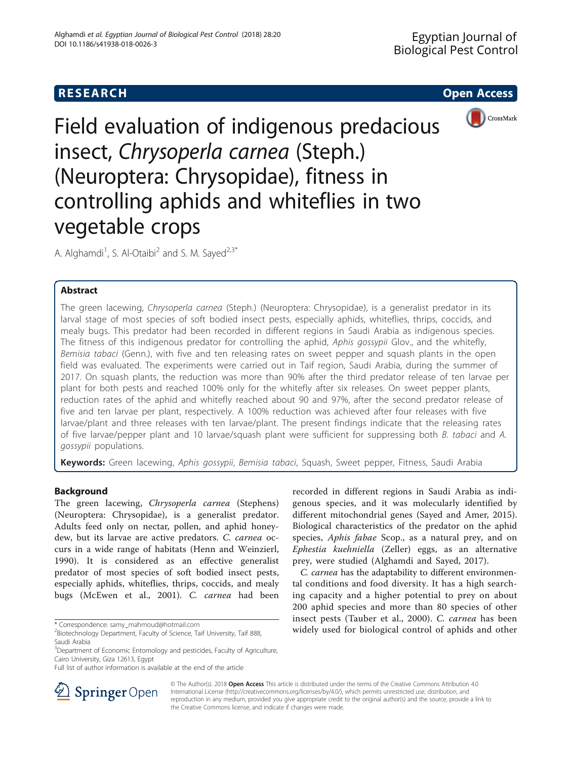**RESEARCH** **Open Access**

# Field evaluation of indigenous predacious insect, *Chrysoperla carnea* (Steph.) (Neuroptera: Chrysopidae), fitness in controlling aphids and whiteflies in two vegetable crops

A. Alghamdi[1], S. Al-Otaibi[2] and S. M. Sayed[2,3*]

## Abstract

The green lacewing, *Chrysoperla carnea* (Steph.) (Neuroptera: Chrysopidae), is a generalist predator in its larval stage of most species of soft bodied insect pests, especially aphids, whiteflies, thrips, coccids, and mealy bugs. This predator had been recorded in different regions in Saudi Arabia as indigenous species. The fitness of this indigenous predator for controlling the aphid, *Aphis gossypii* Glov., and the whitefly, *Bemisia tabaci* (Genn.), with five and ten releasing rates on sweet pepper and squash plants in the open field was evaluated. The experiments were carried out in Taif region, Saudi Arabia, during the summer of 2017. On squash plants, the reduction was more than 90% after the third predator release of ten larvae per plant for both pests and reached 100% only for the whitefly after six releases. On sweet pepper plants, reduction rates of the aphid and whitefly reached about 90 and 97%, after the second predator release of five and ten larvae per plant, respectively. A 100% reduction was achieved after four releases with five larvae/plant and three releases with ten larvae/plant. The present findings indicate that the releasing rates of five larvae/pepper plant and 10 larvae/squash plant were sufficient for suppressing both *B. tabaci* and *A. gossypii* populations.

**Keywords:** Green lacewing, *Aphis gossypii*, *Bemisia tabaci*, Squash, Sweet pepper, Fitness, Saudi Arabia

## Background

The green lacewing, *Chrysoperla carnea* (Stephens) (Neuroptera: Chrysopidae), is a generalist predator. Adults feed only on nectar, pollen, and aphid honeydew, but its larvae are active predators. *C. carnea* occurs in a wide range of habitats (Henn and Weinzierl, 1990). It is considered as an effective generalist predator of most species of soft bodied insect pests, especially aphids, whiteflies, thrips, coccids, and mealy bugs (McEwen et al., 2001). *C. carnea* had been recorded in different regions in Saudi Arabia as indigenous species, and it was molecularly identified by different mitochondrial genes (Sayed and Amer, 2015). Biological characteristics of the predator on the aphid species, *Aphis fabae* Scop., as a natural prey, and on *Ephestia kuehniella* (Zeller) eggs, as an alternative prey, were studied (Alghamdi and Sayed, 2017).

*C. carnea* has the adaptability to different environmental conditions and food diversity. It has a high searching capacity and a higher potential to prey on about 200 aphid species and more than 80 species of other insect pests (Tauber et al., 2000). *C. carnea* has been widely used for biological control of aphids and other

\* Correspondence: samy_mahmoud@hotmail.com
[2]Biotechnology Department, Faculty of Science, Taif University, Taif 888, Saudi Arabia
[3]Department of Economic Entomology and pesticides, Faculty of Agriculture, Cairo University, Giza 12613, Egypt
Full list of author information is available at the end of the article

© The Author(s). 2018 **Open Access** This article is distributed under the terms of the Creative Commons Attribution 4.0 International License (http://creativecommons.org/licenses/by/4.0/), which permits unrestricted use, distribution, and reproduction in any medium, provided you give appropriate credit to the original author(s) and the source, provide a link to the Creative Commons license, and indicate if changes were made.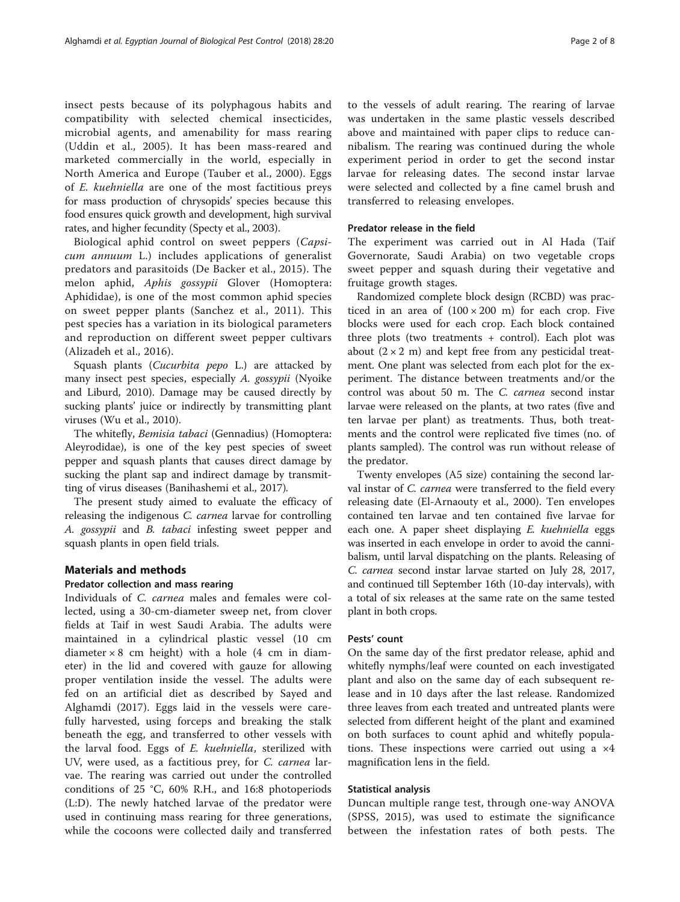insect pests because of its polyphagous habits and compatibility with selected chemical insecticides, microbial agents, and amenability for mass rearing (Uddin et al., 2005). It has been mass-reared and marketed commercially in the world, especially in North America and Europe (Tauber et al., 2000). Eggs of *E. kuehniella* are one of the most factitious preys for mass production of chrysopids' species because this food ensures quick growth and development, high survival rates, and higher fecundity (Specty et al., 2003).

Biological aphid control on sweet peppers (*Capsicum annuum* L.) includes applications of generalist predators and parasitoids (De Backer et al., 2015). The melon aphid, *Aphis gossypii* Glover (Homoptera: Aphididae), is one of the most common aphid species on sweet pepper plants (Sanchez et al., 2011). This pest species has a variation in its biological parameters and reproduction on different sweet pepper cultivars (Alizadeh et al., 2016).

Squash plants (*Cucurbita pepo* L.) are attacked by many insect pest species, especially *A. gossypii* (Nyoike and Liburd, 2010). Damage may be caused directly by sucking plants' juice or indirectly by transmitting plant viruses (Wu et al., 2010).

The whitefly, *Bemisia tabaci* (Gennadius) (Homoptera: Aleyrodidae), is one of the key pest species of sweet pepper and squash plants that causes direct damage by sucking the plant sap and indirect damage by transmitting of virus diseases (Banihashemi et al., 2017).

The present study aimed to evaluate the efficacy of releasing the indigenous *C. carnea* larvae for controlling *A. gossypii* and *B. tabaci* infesting sweet pepper and squash plants in open field trials.

## Materials and methods

### Predator collection and mass rearing

Individuals of *C. carnea* males and females were collected, using a 30-cm-diameter sweep net, from clover fields at Taif in west Saudi Arabia. The adults were maintained in a cylindrical plastic vessel (10 cm diameter × 8 cm height) with a hole (4 cm in diameter) in the lid and covered with gauze for allowing proper ventilation inside the vessel. The adults were fed on an artificial diet as described by Sayed and Alghamdi (2017). Eggs laid in the vessels were carefully harvested, using forceps and breaking the stalk beneath the egg, and transferred to other vessels with the larval food. Eggs of *E. kuehniella*, sterilized with UV, were used, as a factitious prey, for *C. carnea* larvae. The rearing was carried out under the controlled conditions of 25 °C, 60% R.H., and 16:8 photoperiods (L:D). The newly hatched larvae of the predator were used in continuing mass rearing for three generations, while the cocoons were collected daily and transferred to the vessels of adult rearing. The rearing of larvae was undertaken in the same plastic vessels described above and maintained with paper clips to reduce cannibalism. The rearing was continued during the whole experiment period in order to get the second instar larvae for releasing dates. The second instar larvae were selected and collected by a fine camel brush and transferred to releasing envelopes.

### Predator release in the field

The experiment was carried out in Al Hada (Taif Governorate, Saudi Arabia) on two vegetable crops sweet pepper and squash during their vegetative and fruitage growth stages.

Randomized complete block design (RCBD) was practiced in an area of (100 × 200 m) for each crop. Five blocks were used for each crop. Each block contained three plots (two treatments + control). Each plot was about (2 × 2 m) and kept free from any pesticidal treatment. One plant was selected from each plot for the experiment. The distance between treatments and/or the control was about 50 m. The *C. carnea* second instar larvae were released on the plants, at two rates (five and ten larvae per plant) as treatments. Thus, both treatments and the control were replicated five times (no. of plants sampled). The control was run without release of the predator.

Twenty envelopes (A5 size) containing the second larval instar of *C. carnea* were transferred to the field every releasing date (El-Arnaouty et al., 2000). Ten envelopes contained ten larvae and ten contained five larvae for each one. A paper sheet displaying *E. kuehniella* eggs was inserted in each envelope in order to avoid the cannibalism, until larval dispatching on the plants. Releasing of *C. carnea* second instar larvae started on July 28, 2017, and continued till September 16th (10-day intervals), with a total of six releases at the same rate on the same tested plant in both crops.

### Pests' count

On the same day of the first predator release, aphid and whitefly nymphs/leaf were counted on each investigated plant and also on the same day of each subsequent release and in 10 days after the last release. Randomized three leaves from each treated and untreated plants were selected from different height of the plant and examined on both surfaces to count aphid and whitefly populations. These inspections were carried out using a ×4 magnification lens in the field.

### Statistical analysis

Duncan multiple range test, through one-way ANOVA (SPSS, 2015), was used to estimate the significance between the infestation rates of both pests. The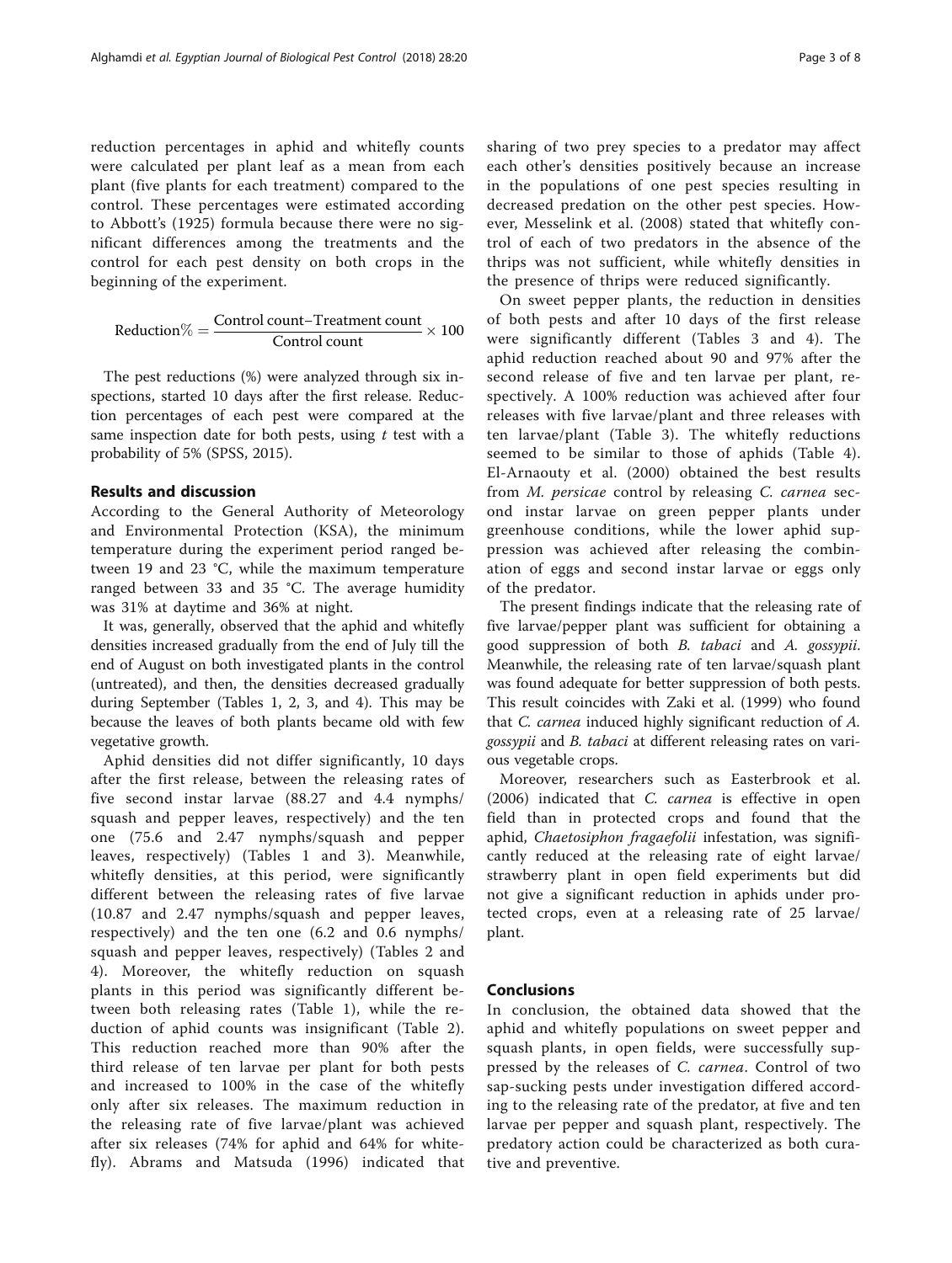reduction percentages in aphid and whitefly counts were calculated per plant leaf as a mean from each plant (five plants for each treatment) compared to the control. These percentages were estimated according to Abbott's (1925) formula because there were no significant differences among the treatments and the control for each pest density on both crops in the beginning of the experiment.

$$\text{Reduction\%} = \frac{\text{Control count}-\text{Treatment count}}{\text{Control count}} \times 100$$

The pest reductions (%) were analyzed through six inspections, started 10 days after the first release. Reduction percentages of each pest were compared at the same inspection date for both pests, using $t$ test with a probability of 5% (SPSS, 2015).

## Results and discussion

According to the General Authority of Meteorology and Environmental Protection (KSA), the minimum temperature during the experiment period ranged between 19 and 23 °C, while the maximum temperature ranged between 33 and 35 °C. The average humidity was 31% at daytime and 36% at night.

It was, generally, observed that the aphid and whitefly densities increased gradually from the end of July till the end of August on both investigated plants in the control (untreated), and then, the densities decreased gradually during September (Tables 1, 2, 3, and 4). This may be because the leaves of both plants became old with few vegetative growth.

Aphid densities did not differ significantly, 10 days after the first release, between the releasing rates of five second instar larvae (88.27 and 4.4 nymphs/squash and pepper leaves, respectively) and the ten one (75.6 and 2.47 nymphs/squash and pepper leaves, respectively) (Tables 1 and 3). Meanwhile, whitefly densities, at this period, were significantly different between the releasing rates of five larvae (10.87 and 2.47 nymphs/squash and pepper leaves, respectively) and the ten one (6.2 and 0.6 nymphs/squash and pepper leaves, respectively) (Tables 2 and 4). Moreover, the whitefly reduction on squash plants in this period was significantly different between both releasing rates (Table 1), while the reduction of aphid counts was insignificant (Table 2). This reduction reached more than 90% after the third release of ten larvae per plant for both pests and increased to 100% in the case of the whitefly only after six releases. The maximum reduction in the releasing rate of five larvae/plant was achieved after six releases (74% for aphid and 64% for whitefly). Abrams and Matsuda (1996) indicated that sharing of two prey species to a predator may affect each other's densities positively because an increase in the populations of one pest species resulting in decreased predation on the other pest species. However, Messelink et al. (2008) stated that whitefly control of each of two predators in the absence of the thrips was not sufficient, while whitefly densities in the presence of thrips were reduced significantly.

On sweet pepper plants, the reduction in densities of both pests and after 10 days of the first release were significantly different (Tables 3 and 4). The aphid reduction reached about 90 and 97% after the second release of five and ten larvae per plant, respectively. A 100% reduction was achieved after four releases with five larvae/plant and three releases with ten larvae/plant (Table 3). The whitefly reductions seemed to be similar to those of aphids (Table 4). El-Arnaouty et al. (2000) obtained the best results from *M. persicae* control by releasing *C. carnea* second instar larvae on green pepper plants under greenhouse conditions, while the lower aphid suppression was achieved after releasing the combination of eggs and second instar larvae or eggs only of the predator.

The present findings indicate that the releasing rate of five larvae/pepper plant was sufficient for obtaining a good suppression of both *B. tabaci* and *A. gossypii*. Meanwhile, the releasing rate of ten larvae/squash plant was found adequate for better suppression of both pests. This result coincides with Zaki et al. (1999) who found that *C. carnea* induced highly significant reduction of *A. gossypii* and *B. tabaci* at different releasing rates on various vegetable crops.

Moreover, researchers such as Easterbrook et al. (2006) indicated that *C. carnea* is effective in open field than in protected crops and found that the aphid, *Chaetosiphon fragaefolii* infestation, was significantly reduced at the releasing rate of eight larvae/strawberry plant in open field experiments but did not give a significant reduction in aphids under protected crops, even at a releasing rate of 25 larvae/plant.

## Conclusions

In conclusion, the obtained data showed that the aphid and whitefly populations on sweet pepper and squash plants, in open fields, were successfully suppressed by the releases of *C. carnea*. Control of two sap-sucking pests under investigation differed according to the releasing rate of the predator, at five and ten larvae per pepper and squash plant, respectively. The predatory action could be characterized as both curative and preventive.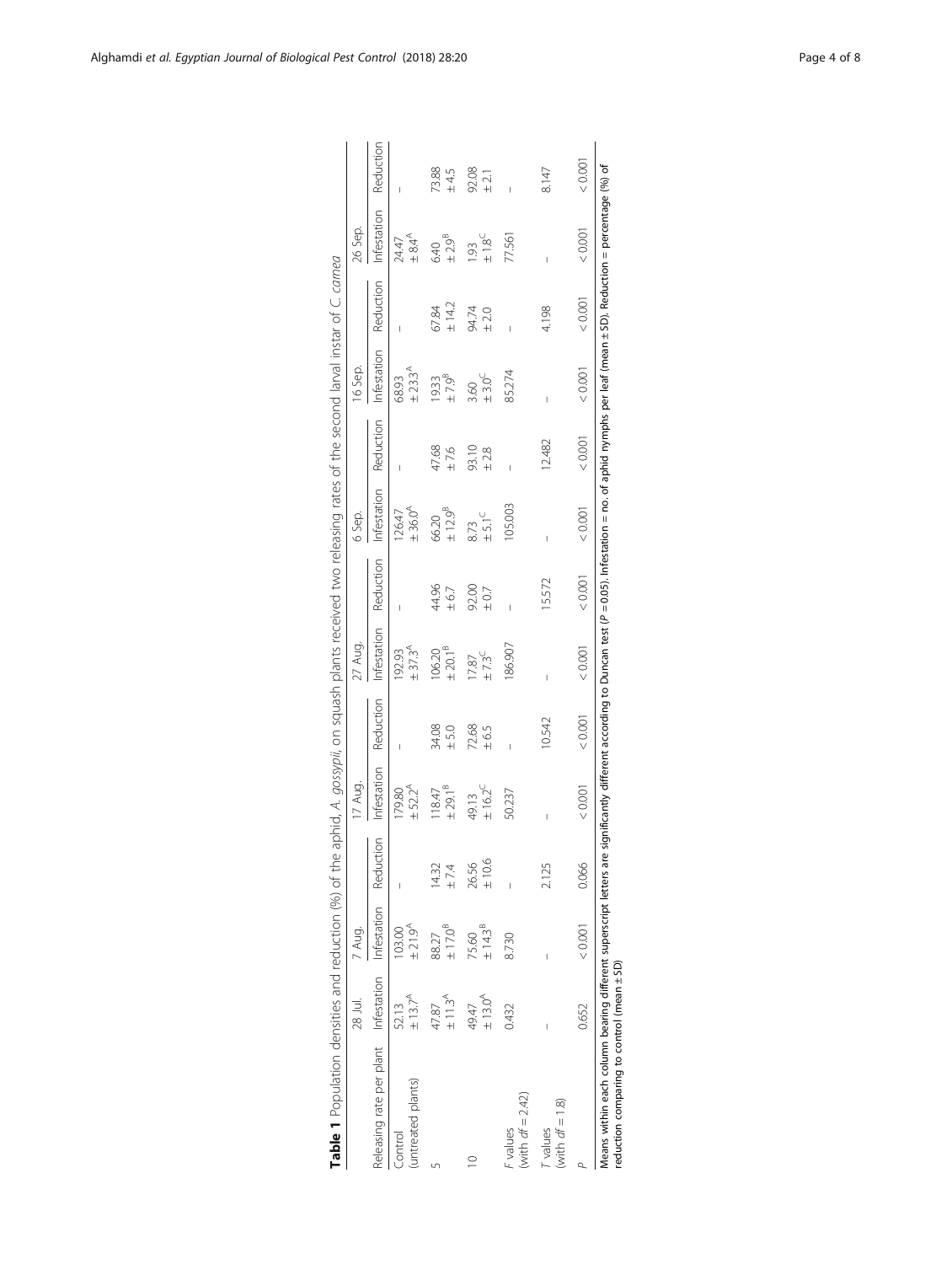**Table 1** Population densities and reduction (%) of the aphid, *A. gossypii*, on squash plants received two releasing rates of the second larval instar of *C. carnea*

| Releasing rate per plant | 28 Jul. | 7 Aug. | | 17 Aug. | | 27 Aug. | | 6 Sep. | | 16 Sep. | | 26 Sep. | |
|---|---|---|---|---|---|---|---|---|---|---|---|---|---|
| | Infestation | Infestation | Reduction | Infestation | Reduction | Infestation | Reduction | Infestation | Reduction | Infestation | Reduction | Infestation | Reduction |
| Control (untreated plants) | 52.13 ± 13.7[A] | 103.00 ± 21.9[A] | – | 179.80 ± 52.2[A] | – | 192.93 ± 37.3[A] | – | 126.47 ± 36.0[A] | – | 68.93 ± 23.3[A] | – | 24.47 ± 8.4[A] | – |
| 5 | 47.87 ± 11.3[A] | 88.27 ± 17.0[B] | 14.32 ± 7.4 | 118.47 ± 29.1[B] | 34.08 ± 5.0 | 106.20 ± 20.1[B] | 44.96 ± 6.7 | 66.20 ± 12.9[B] | 47.68 ± 7.6 | 19.33 ± 7.9[B] | 67.84 ± 14.2 | 6.40 ± 2.9[B] | 73.88 ± 4.5 |
| 10 | 49.47 ± 13.0[A] | 75.60 ± 14.3[B] | 26.56 ± 10.6 | 49.13 ± 16.2[C] | 72.68 ± 6.5 | 17.87 ± 7.3[C] | 92.00 ± 0.7 | 8.73 ± 5.1[C] | 93.10 ± 2.8 | 3.60 ± 3.0[C] | 94.74 ± 2.0 | 1.93 ± 1.8[C] | 92.08 ± 2.1 |
| *F* values (with *df* = 2.42) | 0.432 | 8.730 | – | 50.237 | – | 186.907 | – | 105.003 | – | 85.274 | – | 77.561 | – |
| *T* values (with *df* = 1.8) | – | – | 2.125 | – | 10.542 | – | 15.572 | – | 12.482 | – | 4.198 | – | 8.147 |
| *P* | 0.652 | < 0.001 | 0.066 | < 0.001 | < 0.001 | < 0.001 | < 0.001 | < 0.001 | < 0.001 | < 0.001 | < 0.001 | < 0.001 | < 0.001 |

Means within each column bearing different superscript letters are significantly different according to Duncan test ($P = 0.05$). Infestation = no. of aphid nymphs per leaf (mean ± SD). Reduction = percentage (%) of reduction comparing to control (mean ± SD)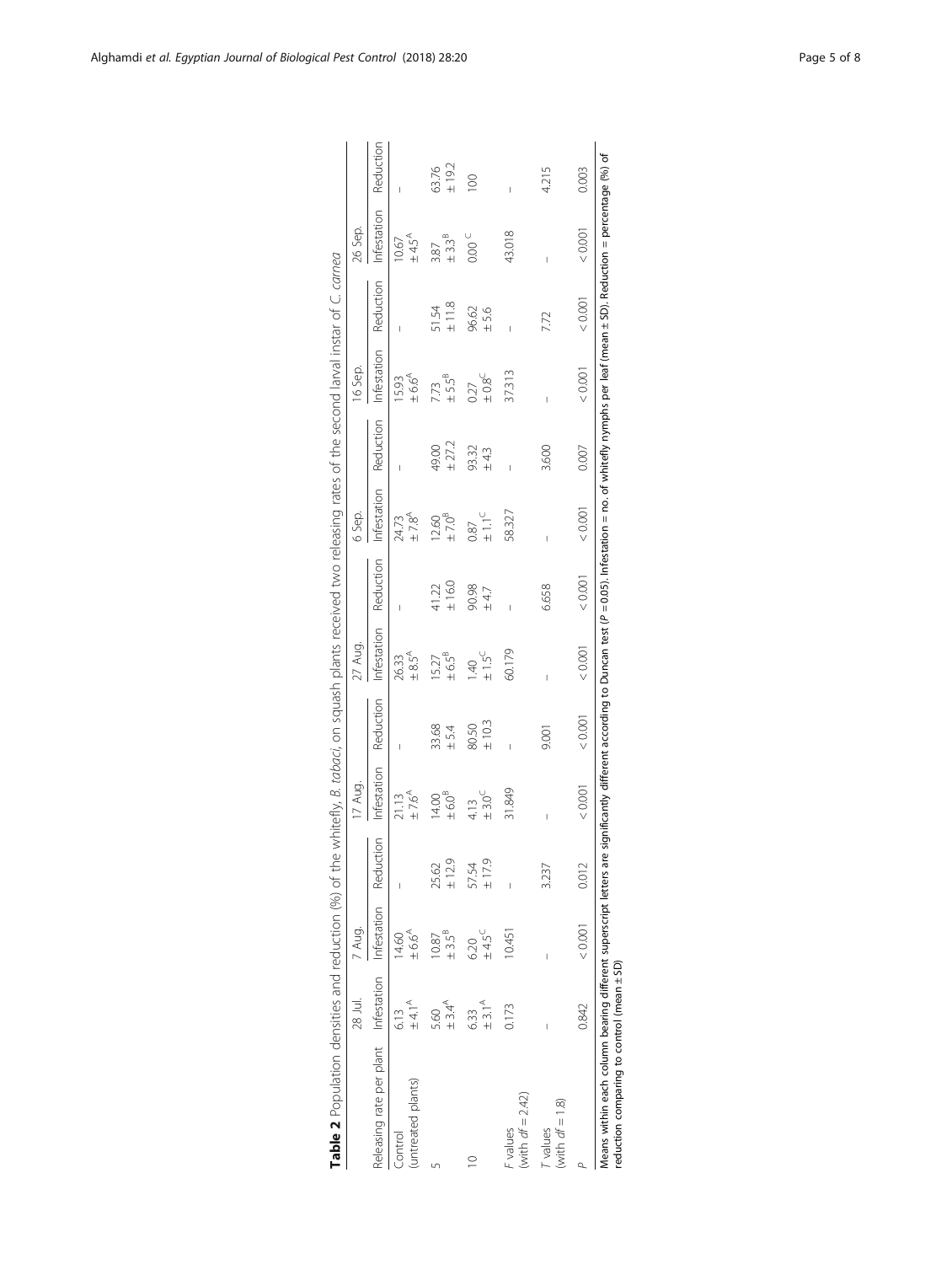**Table 2** Population densities and reduction (%) of the whitefly, *B. tabaci*, on squash plants received two releasing rates of the second larval instar of *C. carnea*

| Releasing rate per plant | 28 Jul. | 7 Aug. | | 17 Aug. | | 27 Aug. | | 6 Sep. | | 16 Sep. | | 26 Sep. | |
|---|---|---|---|---|---|---|---|---|---|---|---|---|---|
| | Infestation | Infestation | Reduction | Infestation | Reduction | Infestation | Reduction | Infestation | Reduction | Infestation | Reduction | Infestation | Reduction |
| Control (untreated plants) | 6.13 ± 4.1[A] | 14.60 ± 6.6[A] | – | 21.13 ± 7.6[A] | – | 26.33 ± 8.5[A] | – | 24.73 ± 7.8[A] | – | 15.93 ± 6.6[A] | – | 10.67 ± 4.5[A] | – |
| 5 | 5.60 ± 3.4[A] | 10.87 ± 3.5[B] | 25.62 ± 12.9 | 14.00 ± 6.0[B] | 33.68 ± 5.4 | 15.27 ± 6.5[B] | 41.22 ± 16.0 | 12.60 ± 7.0[B] | 49.00 ± 27.2 | 7.73 ± 5.5[B] | 51.54 ± 11.8 | 3.87 ± 3.3[B] | 63.76 ± 19.2 |
| 10 | 6.33 ± 3.1[A] | 6.20 ± 4.5[C] | 57.54 ± 17.9 | 4.13 ± 3.0[C] | 80.50 ± 10.3 | 1.40 ± 1.5[C] | 90.98 ± 4.7 | 0.87 ± 1.1[C] | 93.32 ± 4.3 | 0.27 ± 0.8[C] | 96.62 ± 5.6 | 0.00[C] | 100 |
| F values (with $df = 2.42$) | 0.173 | 10.451 | – | 31.849 | – | 60.179 | – | 58.327 | – | 37.313 | – | 43.018 | – |
| T values (with $df = 1.8$) | – | – | 3.237 | – | 9.001 | – | 6.658 | – | 3.600 | – | 7.72 | – | 4.215 |
| P | 0.842 | < 0.001 | 0.012 | < 0.001 | < 0.001 | < 0.001 | < 0.001 | < 0.001 | 0.007 | < 0.001 | < 0.001 | < 0.001 | 0.003 |

Means within each column bearing different superscript letters are significantly different according to Duncan test ($P = 0.05$). Infestation = no. of whitefly nymphs per leaf (mean ± SD). Reduction = percentage (%) of reduction comparing to control (mean ± SD)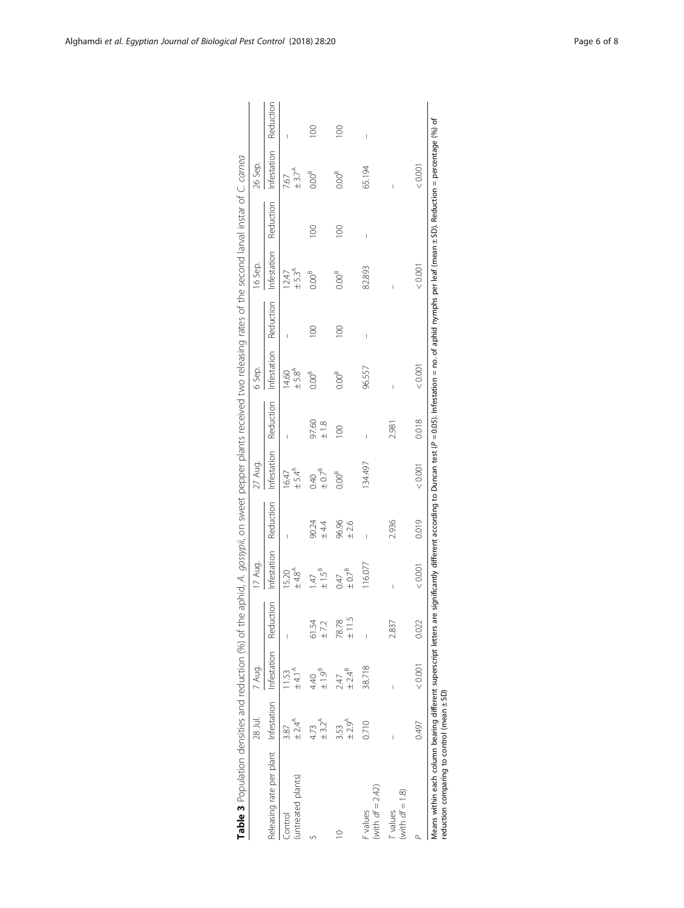**Table 3** Population densities and reduction (%) of the aphid, *A. gossypii*, on sweet pepper plants received two releasing rates of the second larval instar of *C. carnea*

| Releasing rate per plant | 28 Jul. | 7 Aug. | | 17 Aug. | | 27 Aug. | | 6 Sep. | | 16 Sep. | | 26 Sep. | |
|---|---|---|---|---|---|---|---|---|---|---|---|---|---|
| | Infestation | Infestation | Reduction | Infestation | Reduction | Infestation | Reduction | Infestation | Reduction | Infestation | Reduction | Infestation | Reduction |
| Control (untreated plants) | 3.87 ± 2.4[A] | 11.53 ± 4.1[A] | – | 15.20 ± 4.8[A] | – | 16.47 ± 5.4[A] | – | 14.60 ± 5.8[A] | – | 12.47 ± 5.3[A] | | 7.67 ± 3.7[A] | – |
| 5 | 4.73 ± 3.2[A] | 4.40 ± 1.9[B] | 61.54 ± 7.2 | 1.47 ± 1.5[B] | 90.24 ± 4.4 | 0.40 ± 0.7[B] | 97.60 ± 1.8 | 0.00[B] | 100 | 0.00[B] | 100 | 0.00[B] | 100 |
| 10 | 3.53 ± 2.9[A] | 2.47 ± 2.4[B] | 78.78 ± 11.5 | 0.47 ± 0.7[B] | 96.96 ± 2.6 | 0.00[B] | 100 | 0.00[B] | 100 | 0.00[B] | 100 | 0.00[B] | 100 |
| *F* values (with *df* = 2.42) | 0.710 | 38.718 | – | 116.077 | – | 134.497 | – | 96.557 | – | 82.893 | – | 65.194 | – |
| *T* values (with *df* = 1.8) | – | – | 2.837 | – | 2.936 | | 2.981 | – | | – | | – | |
| *P* | 0.497 | < 0.001 | 0.022 | < 0.001 | 0.019 | < 0.001 | 0.018 | < 0.001 | | < 0.001 | | < 0.001 | |

Means within each column bearing different superscript letters are significantly different according to Duncan test ($P = 0.05$). Infestation = no. of aphid nymphs per leaf (mean ± SD). Reduction = percentage (%) of reduction comparing to control (mean ± SD)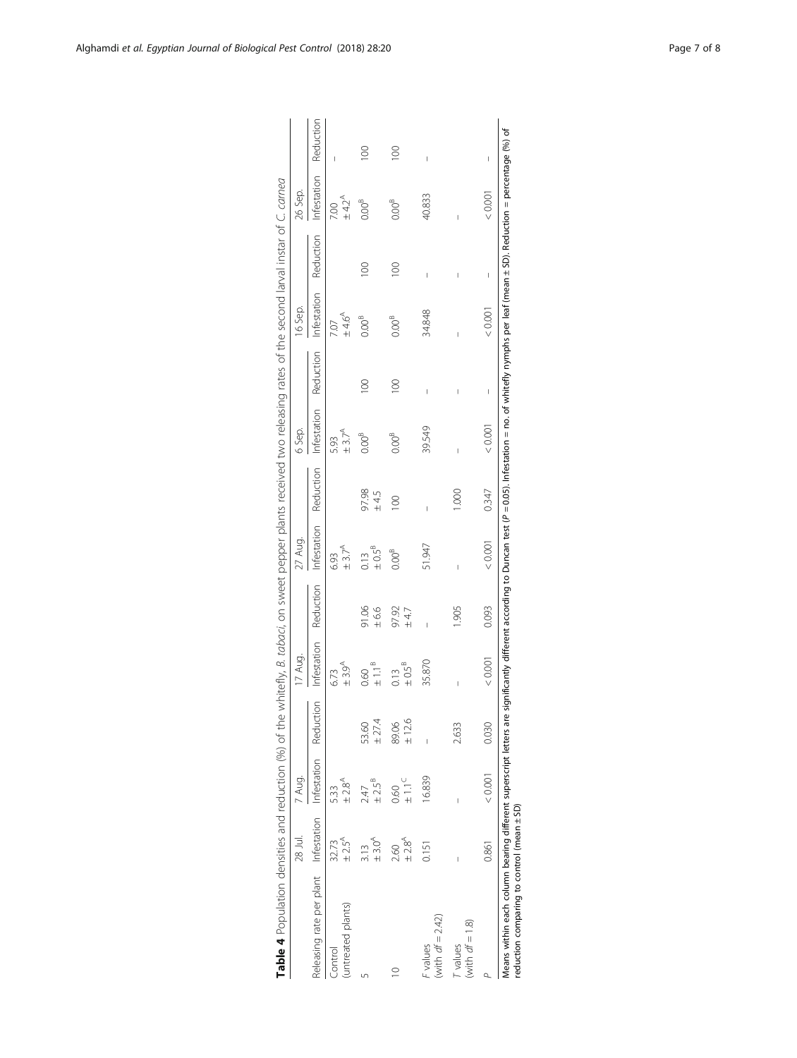**Table 4** Population densities and reduction (%) of the whitefly, *B. tabaci*, on sweet pepper plants received two releasing rates of the second larval instar of *C. carnea*

| Releasing rate per plant | 28 Jul. | 7 Aug. | | 17 Aug. | | 27 Aug. | | 6 Sep. | | 16 Sep. | | 26 Sep. | |
|---|---|---|---|---|---|---|---|---|---|---|---|---|---|
| | Infestation | Infestation | Reduction | Infestation | Reduction | Infestation | Reduction | Infestation | Reduction | Infestation | Reduction | Infestation | Reduction |
| Control (untreated plants) | 32.73 ± 2.5[A] | 5.33 ± 2.8[A] | | 6.73 ± 3.9[A] | | 6.93 ± 3.7[A] | | 5.93 ± 3.7[A] | | 7.07 ± 4.6[A] | | 7.00 ± 4.2[A] | – |
| 5 | 3.13 ± 3.0[A] | 2.47 ± 2.5[B] | 53.60 ± 27.4 | 0.60 ± 1.1[B] | 91.06 ± 6.6 | 0.13 ± 0.5[B] | 97.98 ± 4.5 | 0.00[B] | 100 | 0.00[B] | 100 | 0.00[B] | 100 |
| 10 | 2.60 ± 2.8[A] | 0.60 ± 1.1[C] | 89.06 ± 12.6 | 0.13 ± 0.5[B] | 97.92 ± 4.7 | 0.00[B] | 100 | 0.00[B] | 100 | 0.00[B] | 100 | 0.00[B] | 100 |
| *F* values (with *df* = 2.42) | 0.151 | 16.839 | – | 35.870 | – | 51.947 | – | 39.549 | – | 34.848 | – | 40.833 | – |
| *T* values (with *df* = 1.8) | – | – | 2.633 | – | 1.905 | – | 1.000 | – | – | – | – | – | |
| *P* | 0.861 | < 0.001 | 0.030 | < 0.001 | 0.093 | < 0.001 | 0.347 | < 0.001 | – | < 0.001 | – | < 0.001 | – |

Means within each column bearing different superscript letters are significantly different according to Duncan test ($P = 0.05$). Infestation = no. of whitefly nymphs per leaf (mean ± SD). Reduction = percentage (%) of reduction comparing to control (mean ± SD)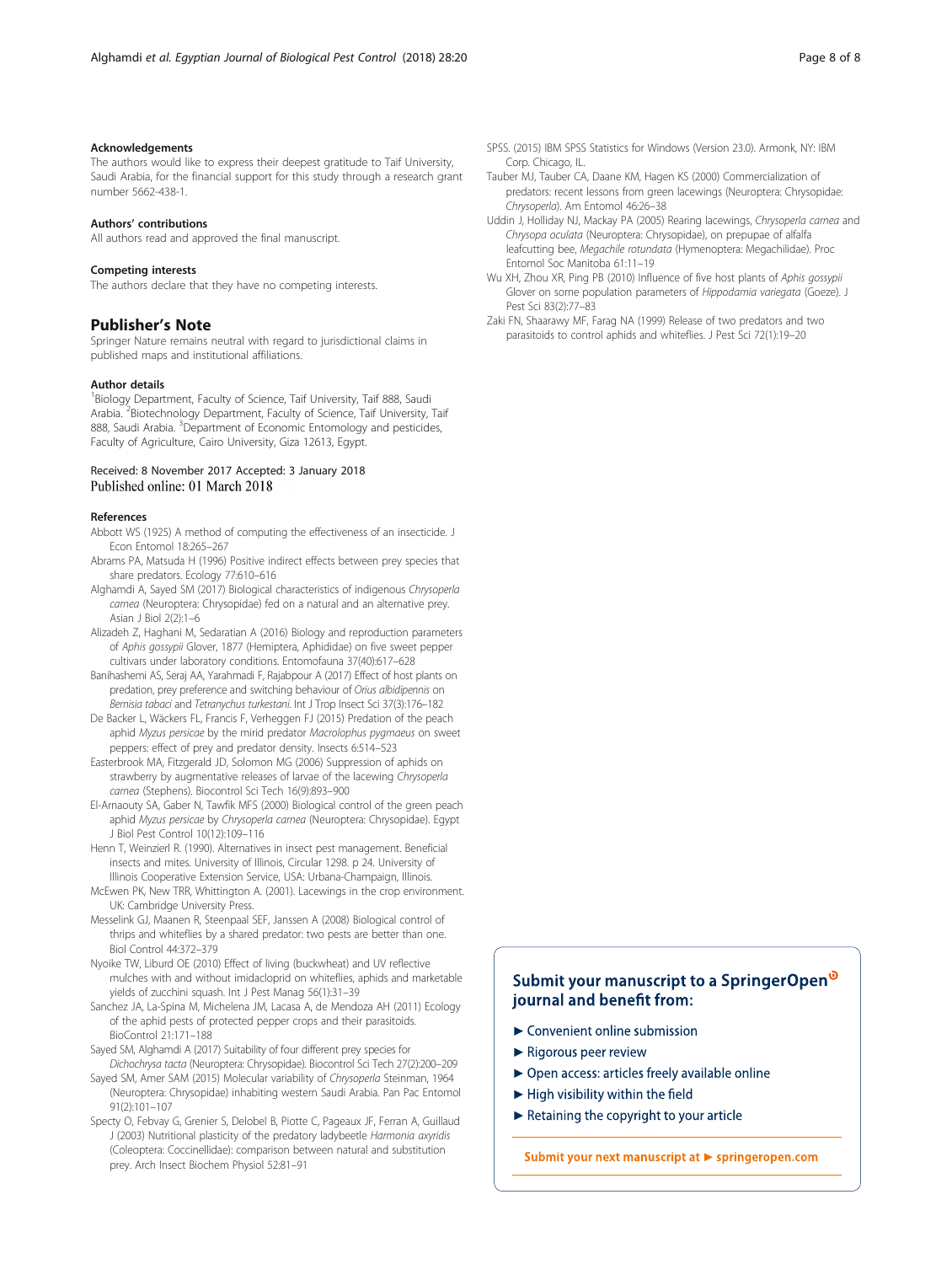#### Acknowledgements

The authors would like to express their deepest gratitude to Taif University, Saudi Arabia, for the financial support for this study through a research grant number 5662-438-1.

#### Authors' contributions

All authors read and approved the final manuscript.

#### Competing interests

The authors declare that they have no competing interests.

### Publisher's Note

Springer Nature remains neutral with regard to jurisdictional claims in published maps and institutional affiliations.

#### Author details

[1]Biology Department, Faculty of Science, Taif University, Taif 888, Saudi Arabia. [2]Biotechnology Department, Faculty of Science, Taif University, Taif 888, Saudi Arabia. [3]Department of Economic Entomology and pesticides, Faculty of Agriculture, Cairo University, Giza 12613, Egypt.

Received: 8 November 2017 Accepted: 3 January 2018
Published online: 01 March 2018

#### References

Abbott WS (1925) A method of computing the effectiveness of an insecticide. J Econ Entomol 18:265–267

Abrams PA, Matsuda H (1996) Positive indirect effects between prey species that share predators. Ecology 77:610–616

Alghamdi A, Sayed SM (2017) Biological characteristics of indigenous *Chrysoperla carnea* (Neuroptera: Chrysopidae) fed on a natural and an alternative prey. Asian J Biol 2(2):1–6

Alizadeh Z, Haghani M, Sedaratian A (2016) Biology and reproduction parameters of *Aphis gossypii* Glover, 1877 (Hemiptera, Aphididae) on five sweet pepper cultivars under laboratory conditions. Entomofauna 37(40):617–628

Banihashemi AS, Seraj AA, Yarahmadi F, Rajabpour A (2017) Effect of host plants on predation, prey preference and switching behaviour of *Orius albidipennis* on *Bemisia tabaci* and *Tetranychus turkestani*. Int J Trop Insect Sci 37(3):176–182

De Backer L, Wäckers FL, Francis F, Verheggen FJ (2015) Predation of the peach aphid *Myzus persicae* by the mirid predator *Macrolophus pygmaeus* on sweet peppers: effect of prey and predator density. Insects 6:514–523

Easterbrook MA, Fitzgerald JD, Solomon MG (2006) Suppression of aphids on strawberry by augmentative releases of larvae of the lacewing *Chrysoperla carnea* (Stephens). Biocontrol Sci Tech 16(9):893–900

El-Arnaouty SA, Gaber N, Tawfik MFS (2000) Biological control of the green peach aphid *Myzus persicae* by *Chrysoperla carnea* (Neuroptera: Chrysopidae). Egypt J Biol Pest Control 10(12):109–116

Henn T, Weinzierl R. (1990). Alternatives in insect pest management. Beneficial insects and mites. University of Illinois, Circular 1298. p 24. University of Illinois Cooperative Extension Service, USA: Urbana-Champaign, Illinois.

McEwen PK, New TRR, Whittington A. (2001). Lacewings in the crop environment. UK: Cambridge University Press.

Messelink GJ, Maanen R, Steenpaal SEF, Janssen A (2008) Biological control of thrips and whiteflies by a shared predator: two pests are better than one. Biol Control 44:372–379

Nyoike TW, Liburd OE (2010) Effect of living (buckwheat) and UV reflective mulches with and without imidacloprid on whiteflies, aphids and marketable yields of zucchini squash. Int J Pest Manag 56(1):31–39

Sanchez JA, La-Spina M, Michelena JM, Lacasa A, de Mendoza AH (2011) Ecology of the aphid pests of protected pepper crops and their parasitoids. BioControl 21:171–188

Sayed SM, Alghamdi A (2017) Suitability of four different prey species for *Dichochrysa tacta* (Neuroptera: Chrysopidae). Biocontrol Sci Tech 27(2):200–209

Sayed SM, Amer SAM (2015) Molecular variability of *Chrysoperla* Steinman, 1964 (Neuroptera: Chrysopidae) inhabiting western Saudi Arabia. Pan Pac Entomol 91(2):101–107

Specty O, Febvay G, Grenier S, Delobel B, Piotte C, Pageaux JF, Ferran A, Guillaud J (2003) Nutritional plasticity of the predatory ladybeetle *Harmonia axyridis* (Coleoptera: Coccinellidae): comparison between natural and substitution prey. Arch Insect Biochem Physiol 52:81–91

SPSS. (2015) IBM SPSS Statistics for Windows (Version 23.0). Armonk, NY: IBM Corp. Chicago, IL.

Tauber MJ, Tauber CA, Daane KM, Hagen KS (2000) Commercialization of predators: recent lessons from green lacewings (Neuroptera: Chrysopidae: *Chrysoperla*). Am Entomol 46:26–38

Uddin J, Holliday NJ, Mackay PA (2005) Rearing lacewings, *Chrysoperla carnea* and *Chrysopa oculata* (Neuroptera: Chrysopidae), on prepupae of alfalfa leafcutting bee, *Megachile rotundata* (Hymenoptera: Megachilidae). Proc Entomol Soc Manitoba 61:11–19

Wu XH, Zhou XR, Ping PB (2010) Influence of five host plants of *Aphis gossypii* Glover on some population parameters of *Hippodamia variegata* (Goeze). J Pest Sci 83(2):77–83

Zaki FN, Shaarawy MF, Farag NA (1999) Release of two predators and two parasitoids to control aphids and whiteflies. J Pest Sci 72(1):19–20

**Submit your manuscript to a SpringerOpen journal and benefit from:**

- ► Convenient online submission
- ► Rigorous peer review
- ► Open access: articles freely available online
- ► High visibility within the field
- ► Retaining the copyright to your article

Submit your next manuscript at ► springeropen.com